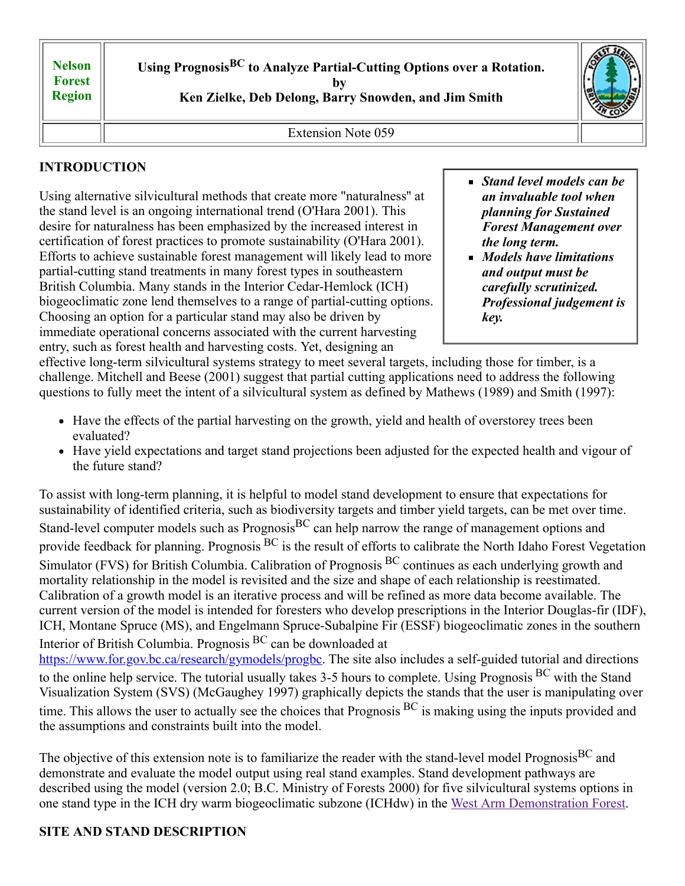**Nelson Forest Region**

# Using Prognosis^BC to Analyze Partial-Cutting Options over a Rotation.

by

**Ken Zielke, Deb Delong, Barry Snowden, and Jim Smith**

Extension Note 059

## INTRODUCTION

- ***Stand level models can be an invaluable tool when planning for Sustained Forest Management over the long term.***
- ***Models have limitations and output must be carefully scrutinized. Professional judgement is key.***

Using alternative silvicultural methods that create more "naturalness" at the stand level is an ongoing international trend (O'Hara 2001). This desire for naturalness has been emphasized by the increased interest in certification of forest practices to promote sustainability (O'Hara 2001). Efforts to achieve sustainable forest management will likely lead to more partial-cutting stand treatments in many forest types in southeastern British Columbia. Many stands in the Interior Cedar-Hemlock (ICH) biogeoclimatic zone lend themselves to a range of partial-cutting options. Choosing an option for a particular stand may also be driven by immediate operational concerns associated with the current harvesting entry, such as forest health and harvesting costs. Yet, designing an effective long-term silvicultural systems strategy to meet several targets, including those for timber, is a challenge. Mitchell and Beese (2001) suggest that partial cutting applications need to address the following questions to fully meet the intent of a silvicultural system as defined by Mathews (1989) and Smith (1997):

- Have the effects of the partial harvesting on the growth, yield and health of overstorey trees been evaluated?
- Have yield expectations and target stand projections been adjusted for the expected health and vigour of the future stand?

To assist with long-term planning, it is helpful to model stand development to ensure that expectations for sustainability of identified criteria, such as biodiversity targets and timber yield targets, can be met over time. Stand-level computer models such as Prognosis^BC can help narrow the range of management options and provide feedback for planning. Prognosis ^BC is the result of efforts to calibrate the North Idaho Forest Vegetation Simulator (FVS) for British Columbia. Calibration of Prognosis ^BC continues as each underlying growth and mortality relationship in the model is revisited and the size and shape of each relationship is reestimated. Calibration of a growth model is an iterative process and will be refined as more data become available. The current version of the model is intended for foresters who develop prescriptions in the Interior Douglas-fir (IDF), ICH, Montane Spruce (MS), and Engelmann Spruce-Subalpine Fir (ESSF) biogeoclimatic zones in the southern Interior of British Columbia. Prognosis ^BC can be downloaded at https://www.for.gov.bc.ca/research/gymodels/progbc. The site also includes a self-guided tutorial and directions to the online help service. The tutorial usually takes 3-5 hours to complete. Using Prognosis ^BC with the Stand Visualization System (SVS) (McGaughey 1997) graphically depicts the stands that the user is manipulating over time. This allows the user to actually see the choices that Prognosis ^BC is making using the inputs provided and the assumptions and constraints built into the model.

The objective of this extension note is to familiarize the reader with the stand-level model Prognosis^BC and demonstrate and evaluate the model output using real stand examples. Stand development pathways are described using the model (version 2.0; B.C. Ministry of Forests 2000) for five silvicultural systems options in one stand type in the ICH dry warm biogeoclimatic subzone (ICHdw) in the West Arm Demonstration Forest.

## SITE AND STAND DESCRIPTION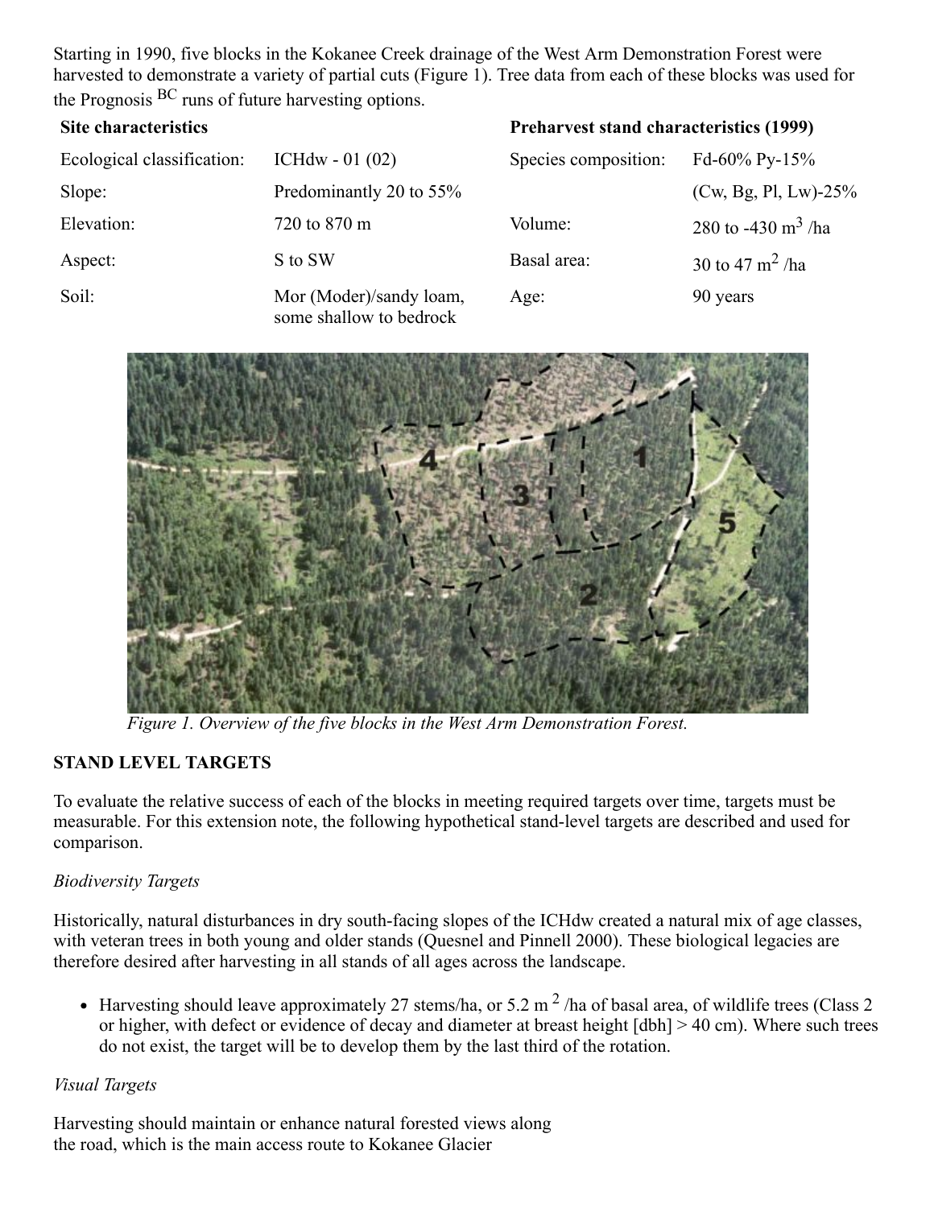Starting in 1990, five blocks in the Kokanee Creek drainage of the West Arm Demonstration Forest were harvested to demonstrate a variety of partial cuts (Figure 1). Tree data from each of these blocks was used for the Prognosis [BC] runs of future harvesting options.

| **Site characteristics** | | **Preharvest stand characteristics (1999)** | |
|---|---|---|---|
| Ecological classification: | ICHdw - 01 (02) | Species composition: | Fd-60% Py-15% |
| Slope: | Predominantly 20 to 55% | | (Cw, Bg, Pl, Lw)-25% |
| Elevation: | 720 to 870 m | Volume: | 280 to -430 $m^3$ /ha |
| Aspect: | S to SW | Basal area: | 30 to 47 $m^2$ /ha |
| Soil: | Mor (Moder)/sandy loam, some shallow to bedrock | Age: | 90 years |

*Figure 1. Overview of the five blocks in the West Arm Demonstration Forest.*

**STAND LEVEL TARGETS**

To evaluate the relative success of each of the blocks in meeting required targets over time, targets must be measurable. For this extension note, the following hypothetical stand-level targets are described and used for comparison.

*Biodiversity Targets*

Historically, natural disturbances in dry south-facing slopes of the ICHdw created a natural mix of age classes, with veteran trees in both young and older stands (Quesnel and Pinnell 2000). These biological legacies are therefore desired after harvesting in all stands of all ages across the landscape.

- Harvesting should leave approximately 27 stems/ha, or 5.2 $m^2$ /ha of basal area, of wildlife trees (Class 2 or higher, with defect or evidence of decay and diameter at breast height [dbh] > 40 cm). Where such trees do not exist, the target will be to develop them by the last third of the rotation.

*Visual Targets*

Harvesting should maintain or enhance natural forested views along the road, which is the main access route to Kokanee Glacier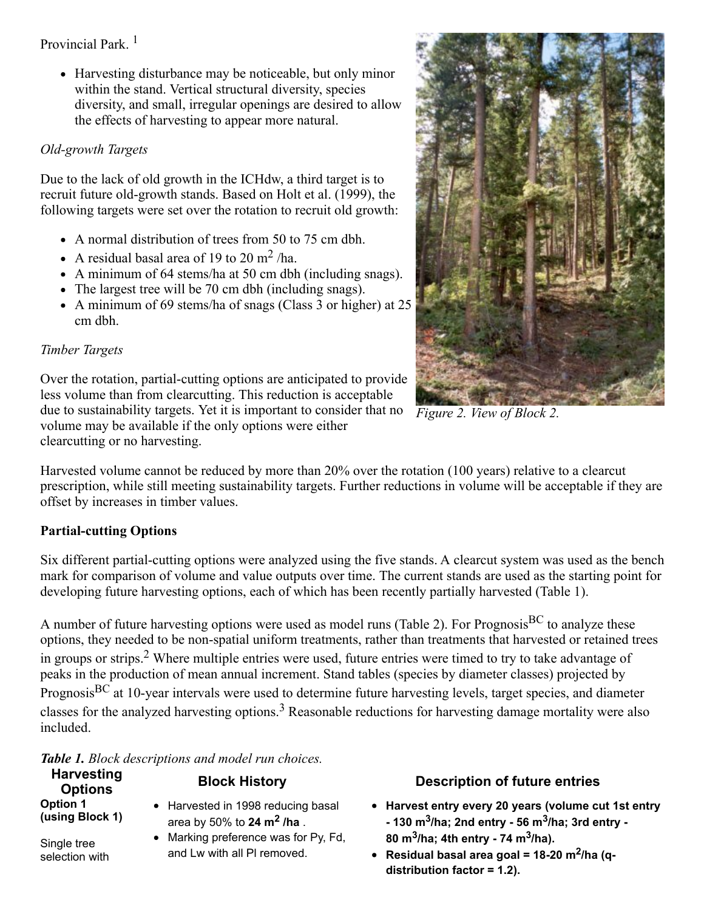Provincial Park. [1]

- Harvesting disturbance may be noticeable, but only minor within the stand. Vertical structural diversity, species diversity, and small, irregular openings are desired to allow the effects of harvesting to appear more natural.

*Old-growth Targets*

Due to the lack of old growth in the ICHdw, a third target is to recruit future old-growth stands. Based on Holt et al. (1999), the following targets were set over the rotation to recruit old growth:

- A normal distribution of trees from 50 to 75 cm dbh.
- A residual basal area of 19 to 20 $m^2$ /ha.
- A minimum of 64 stems/ha at 50 cm dbh (including snags).
- The largest tree will be 70 cm dbh (including snags).
- A minimum of 69 stems/ha of snags (Class 3 or higher) at 25 cm dbh.

*Timber Targets*

Over the rotation, partial-cutting options are anticipated to provide less volume than from clearcutting. This reduction is acceptable due to sustainability targets. Yet it is important to consider that no volume may be available if the only options were either clearcutting or no harvesting.

*Figure 2. View of Block 2.*

Harvested volume cannot be reduced by more than 20% over the rotation (100 years) relative to a clearcut prescription, while still meeting sustainability targets. Further reductions in volume will be acceptable if they are offset by increases in timber values.

**Partial-cutting Options**

Six different partial-cutting options were analyzed using the five stands. A clearcut system was used as the bench mark for comparison of volume and value outputs over time. The current stands are used as the starting point for developing future harvesting options, each of which has been recently partially harvested (Table 1).

A number of future harvesting options were used as model runs (Table 2). For Prognosis[BC] to analyze these options, they needed to be non-spatial uniform treatments, rather than treatments that harvested or retained trees in groups or strips.[2] Where multiple entries were used, future entries were timed to try to take advantage of peaks in the production of mean annual increment. Stand tables (species by diameter classes) projected by Prognosis[BC] at 10-year intervals were used to determine future harvesting levels, target species, and diameter classes for the analyzed harvesting options.[3] Reasonable reductions for harvesting damage mortality were also included.

***Table 1.*** *Block descriptions and model run choices.*

| Harvesting Options | Block History | Description of future entries |
|---|---|---|
| **Option 1 (using Block 1)**<br><br>Single tree selection with | • Harvested in 1998 reducing basal area by 50% to **24 $m^2$ /ha** .<br>• Marking preference was for Py, Fd, and Lw with all Pl removed. | • **Harvest entry every 20 years (volume cut 1st entry - 130 $m^3$/ha; 2nd entry - 56 $m^3$/ha; 3rd entry - 80 $m^3$/ha; 4th entry - 74 $m^3$/ha).**<br>• **Residual basal area goal = 18-20 $m^2$/ha (q-distribution factor = 1.2).** |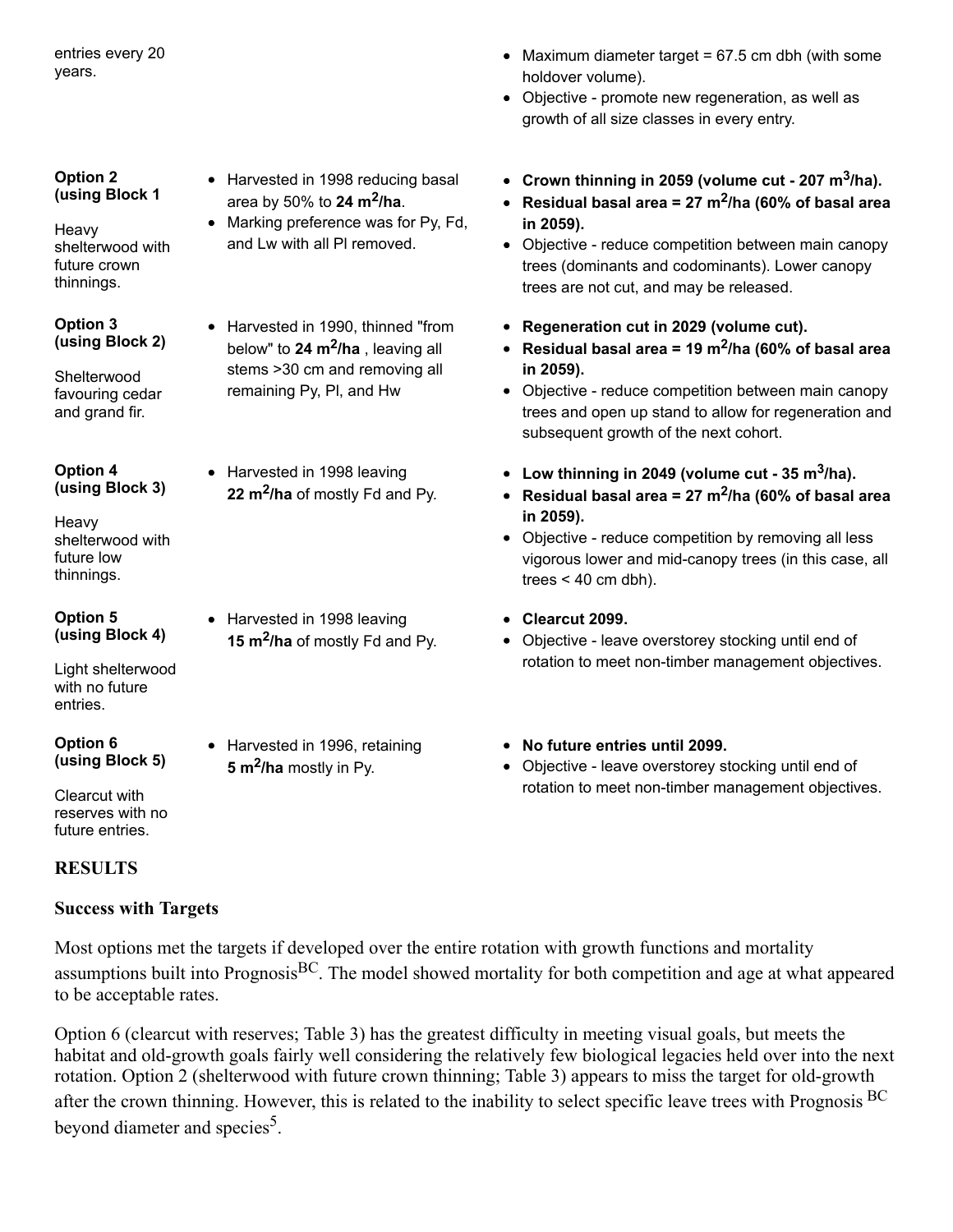| | | |
|---|---|---|
| entries every 20 years. | | • Maximum diameter target = 67.5 cm dbh (with some holdover volume).<br>• Objective - promote new regeneration, as well as growth of all size classes in every entry. |
| **Option 2 (using Block 1**<br><br>Heavy shelterwood with future crown thinnings. | • Harvested in 1998 reducing basal area by 50% to **24 m$^2$/ha**.<br>• Marking preference was for Py, Fd, and Lw with all Pl removed. | • **Crown thinning in 2059 (volume cut - 207 m$^3$/ha).**<br>• **Residual basal area = 27 m$^2$/ha (60% of basal area in 2059).**<br>• Objective - reduce competition between main canopy trees (dominants and codominants). Lower canopy trees are not cut, and may be released. |
| **Option 3 (using Block 2)**<br><br>Shelterwood favouring cedar and grand fir. | • Harvested in 1990, thinned "from below" to **24 m$^2$/ha** , leaving all stems >30 cm and removing all remaining Py, Pl, and Hw | • **Regeneration cut in 2029 (volume cut).**<br>• **Residual basal area = 19 m$^2$/ha (60% of basal area in 2059).**<br>• Objective - reduce competition between main canopy trees and open up stand to allow for regeneration and subsequent growth of the next cohort. |
| **Option 4 (using Block 3)**<br><br>Heavy shelterwood with future low thinnings. | • Harvested in 1998 leaving **22 m$^2$/ha** of mostly Fd and Py. | • **Low thinning in 2049 (volume cut - 35 m$^3$/ha).**<br>• **Residual basal area = 27 m$^2$/ha (60% of basal area in 2059).**<br>• Objective - reduce competition by removing all less vigorous lower and mid-canopy trees (in this case, all trees < 40 cm dbh). |
| **Option 5 (using Block 4)**<br><br>Light shelterwood with no future entries. | • Harvested in 1998 leaving **15 m$^2$/ha** of mostly Fd and Py. | • **Clearcut 2099.**<br>• Objective - leave overstorey stocking until end of rotation to meet non-timber management objectives. |
| **Option 6 (using Block 5)**<br><br>Clearcut with reserves with no future entries. | • Harvested in 1996, retaining **5 m$^2$/ha** mostly in Py. | • **No future entries until 2099.**<br>• Objective - leave overstorey stocking until end of rotation to meet non-timber management objectives. |

## RESULTS

### Success with Targets

Most options met the targets if developed over the entire rotation with growth functions and mortality assumptions built into Prognosis$^{BC}$. The model showed mortality for both competition and age at what appeared to be acceptable rates.

Option 6 (clearcut with reserves; Table 3) has the greatest difficulty in meeting visual goals, but meets the habitat and old-growth goals fairly well considering the relatively few biological legacies held over into the next rotation. Option 2 (shelterwood with future crown thinning; Table 3) appears to miss the target for old-growth after the crown thinning. However, this is related to the inability to select specific leave trees with Prognosis $^{BC}$ beyond diameter and species[5].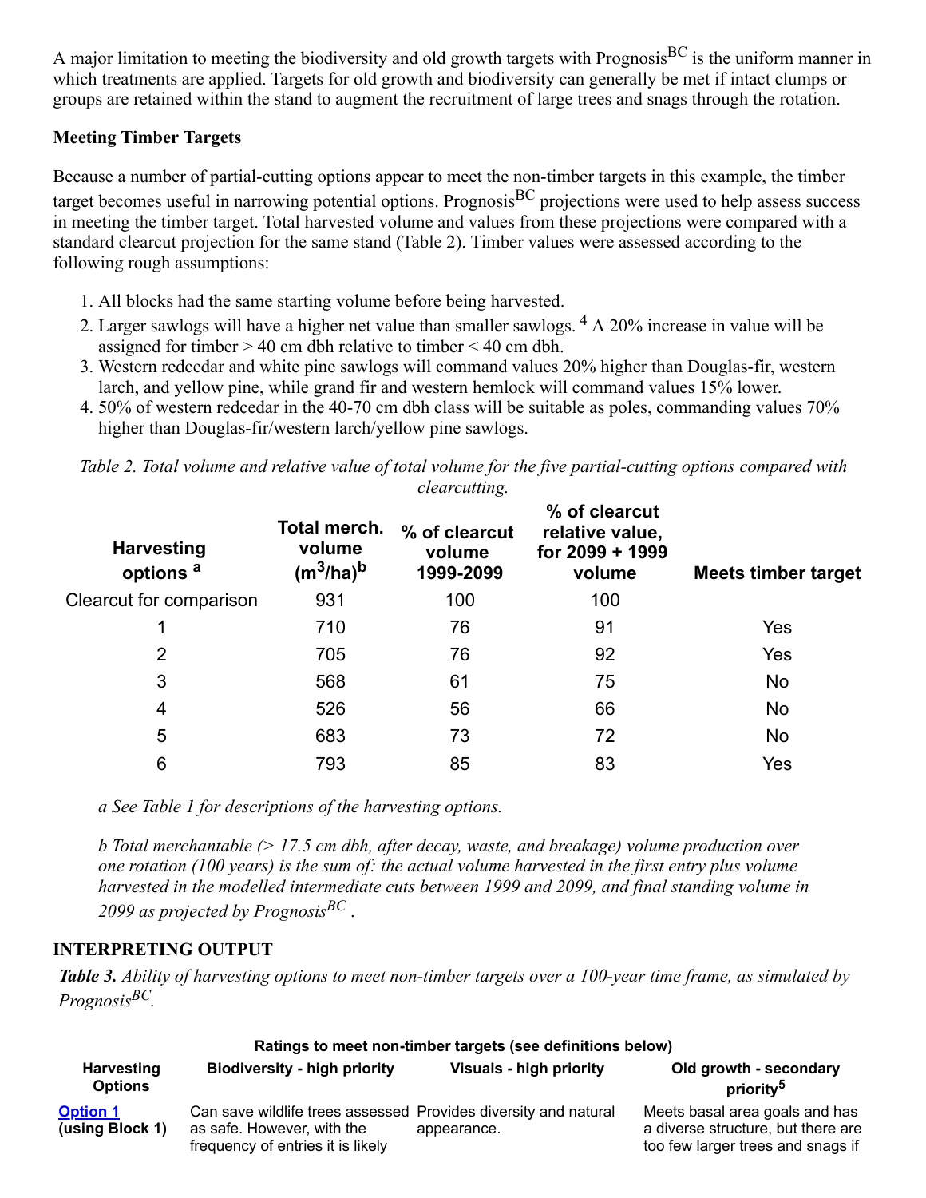A major limitation to meeting the biodiversity and old growth targets with Prognosis$^{BC}$ is the uniform manner in which treatments are applied. Targets for old growth and biodiversity can generally be met if intact clumps or groups are retained within the stand to augment the recruitment of large trees and snags through the rotation.

**Meeting Timber Targets**

Because a number of partial-cutting options appear to meet the non-timber targets in this example, the timber target becomes useful in narrowing potential options. Prognosis$^{BC}$ projections were used to help assess success in meeting the timber target. Total harvested volume and values from these projections were compared with a standard clearcut projection for the same stand (Table 2). Timber values were assessed according to the following rough assumptions:

1. All blocks had the same starting volume before being harvested.
2. Larger sawlogs will have a higher net value than smaller sawlogs. [4] A 20% increase in value will be assigned for timber > 40 cm dbh relative to timber < 40 cm dbh.
3. Western redcedar and white pine sawlogs will command values 20% higher than Douglas-fir, western larch, and yellow pine, while grand fir and western hemlock will command values 15% lower.
4. 50% of western redcedar in the 40-70 cm dbh class will be suitable as poles, commanding values 70% higher than Douglas-fir/western larch/yellow pine sawlogs.

*Table 2. Total volume and relative value of total volume for the five partial-cutting options compared with clearcutting.*

| Harvesting options [a] | Total merch. volume ($m^3$/ha)[b] | % of clearcut volume 1999-2099 | % of clearcut relative value, for 2099 + 1999 volume | Meets timber target |
|---|---|---|---|---|
| Clearcut for comparison | 931 | 100 | 100 | |
| 1 | 710 | 76 | 91 | Yes |
| 2 | 705 | 76 | 92 | Yes |
| 3 | 568 | 61 | 75 | No |
| 4 | 526 | 56 | 66 | No |
| 5 | 683 | 73 | 72 | No |
| 6 | 793 | 85 | 83 | Yes |

*a See Table 1 for descriptions of the harvesting options.*

*b Total merchantable (> 17.5 cm dbh, after decay, waste, and breakage) volume production over one rotation (100 years) is the sum of: the actual volume harvested in the first entry plus volume harvested in the modelled intermediate cuts between 1999 and 2099, and final standing volume in 2099 as projected by Prognosis$^{BC}$.*

## INTERPRETING OUTPUT

***Table 3.*** *Ability of harvesting options to meet non-timber targets over a 100-year time frame, as simulated by Prognosis$^{BC}$.*

| Harvesting Options | Ratings to meet non-timber targets (see definitions below) | | |
|---|---|---|---|
| | Biodiversity - high priority | Visuals - high priority | Old growth - secondary priority[5] |
| **Option 1** (using Block 1) | Can save wildlife trees assessed as safe. However, with the frequency of entries it is likely | Provides diversity and natural appearance. | Meets basal area goals and has a diverse structure, but there are too few larger trees and snags if |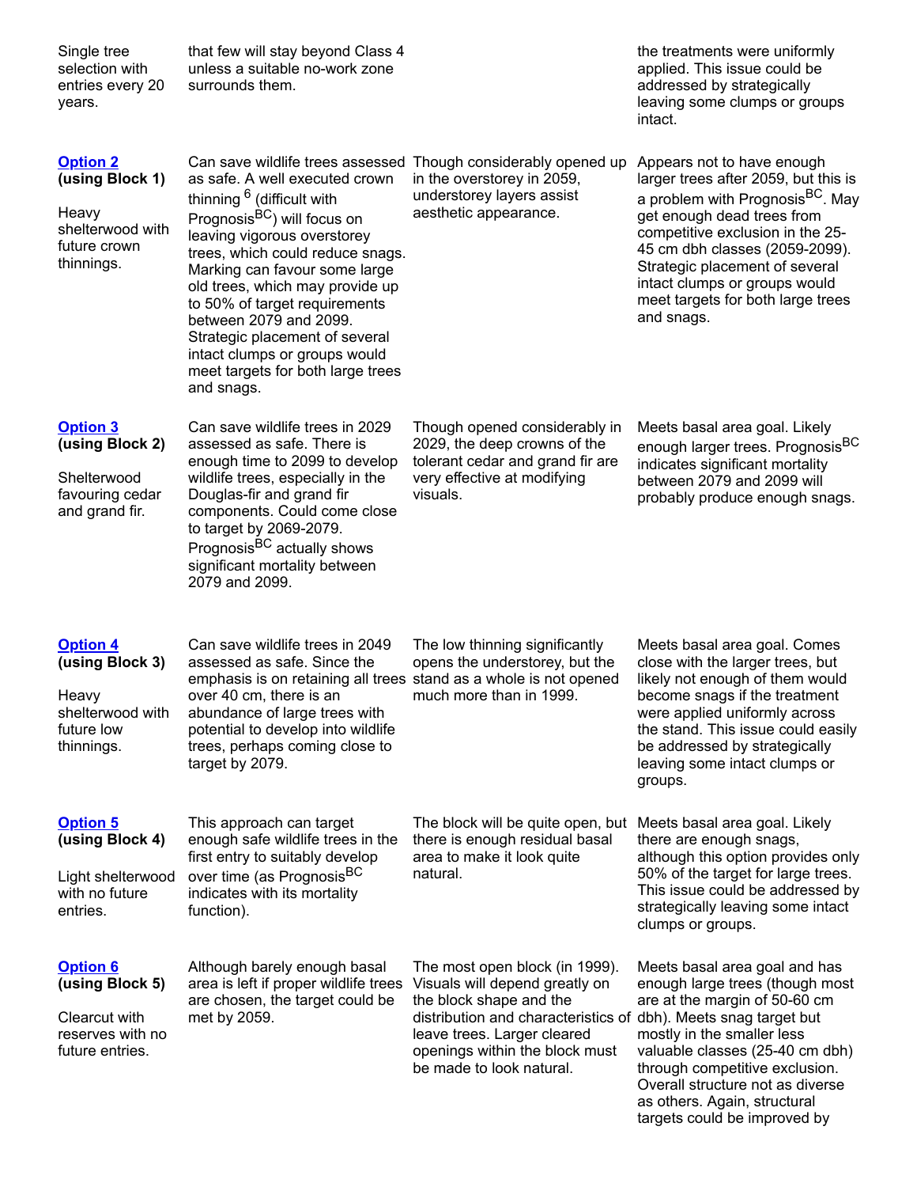| | | | |
|---|---|---|---|
| Single tree selection with entries every 20 years. | that few will stay beyond Class 4 unless a suitable no-work zone surrounds them. | | the treatments were uniformly applied. This issue could be addressed by strategically leaving some clumps or groups intact. |
| **Option 2** **(using Block 1)** Heavy shelterwood with future crown thinnings. | Can save wildlife trees assessed as safe. A well executed crown thinning [6] (difficult with Prognosis[BC]) will focus on leaving vigorous overstorey trees, which could reduce snags. Marking can favour some large old trees, which may provide up to 50% of target requirements between 2079 and 2099. Strategic placement of several intact clumps or groups would meet targets for both large trees and snags. | Though considerably opened up in the overstorey in 2059, understorey layers assist aesthetic appearance. | Appears not to have enough larger trees after 2059, but this is a problem with Prognosis[BC]. May get enough dead trees from competitive exclusion in the 25-45 cm dbh classes (2059-2099). Strategic placement of several intact clumps or groups would meet targets for both large trees and snags. |
| **Option 3** **(using Block 2)** Shelterwood favouring cedar and grand fir. | Can save wildlife trees in 2029 assessed as safe. There is enough time to 2099 to develop wildlife trees, especially in the Douglas-fir and grand fir components. Could come close to target by 2069-2079. Prognosis[BC] actually shows significant mortality between 2079 and 2099. | Though opened considerably in 2029, the deep crowns of the tolerant cedar and grand fir are very effective at modifying visuals. | Meets basal area goal. Likely enough larger trees. Prognosis[BC] indicates significant mortality between 2079 and 2099 will probably produce enough snags. |
| **Option 4** **(using Block 3)** Heavy shelterwood with future low thinnings. | Can save wildlife trees in 2049 assessed as safe. Since the emphasis is on retaining all trees over 40 cm, there is an abundance of large trees with potential to develop into wildlife trees, perhaps coming close to target by 2079. | The low thinning significantly opens the understorey, but the stand as a whole is not opened much more than in 1999. | Meets basal area goal. Comes close with the larger trees, but likely not enough of them would become snags if the treatment were applied uniformly across the stand. This issue could easily be addressed by strategically leaving some intact clumps or groups. |
| **Option 5** **(using Block 4)** Light shelterwood with no future entries. | This approach can target enough safe wildlife trees in the first entry to suitably develop over time (as Prognosis[BC] indicates with its mortality function). | The block will be quite open, but there is enough residual basal area to make it look quite natural. | Meets basal area goal. Likely there are enough snags, although this option provides only 50% of the target for large trees. This issue could be addressed by strategically leaving some intact clumps or groups. |
| **Option 6** **(using Block 5)** Clearcut with reserves with no future entries. | Although barely enough basal area is left if proper wildlife trees are chosen, the target could be met by 2059. | The most open block (in 1999). Visuals will depend greatly on the block shape and the distribution and characteristics of leave trees. Larger cleared openings within the block must be made to look natural. | Meets basal area goal and has enough large trees (though most are at the margin of 50-60 cm dbh). Meets snag target but mostly in the smaller less valuable classes (25-40 cm dbh) through competitive exclusion. Overall structure not as diverse as others. Again, structural targets could be improved by |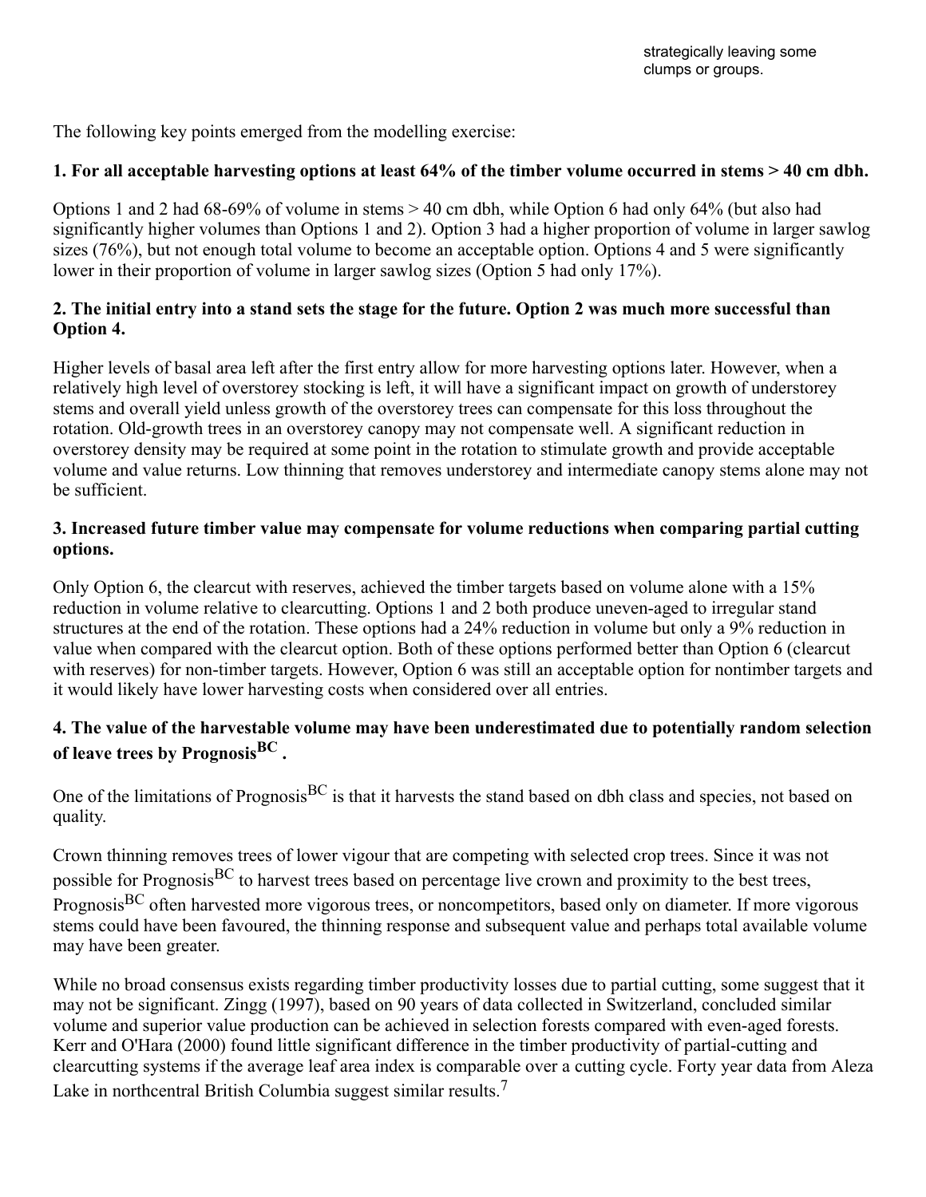strategically leaving some clumps or groups.

The following key points emerged from the modelling exercise:

**1. For all acceptable harvesting options at least 64% of the timber volume occurred in stems > 40 cm dbh.**

Options 1 and 2 had 68-69% of volume in stems > 40 cm dbh, while Option 6 had only 64% (but also had significantly higher volumes than Options 1 and 2). Option 3 had a higher proportion of volume in larger sawlog sizes (76%), but not enough total volume to become an acceptable option. Options 4 and 5 were significantly lower in their proportion of volume in larger sawlog sizes (Option 5 had only 17%).

**2. The initial entry into a stand sets the stage for the future. Option 2 was much more successful than Option 4.**

Higher levels of basal area left after the first entry allow for more harvesting options later. However, when a relatively high level of overstorey stocking is left, it will have a significant impact on growth of understorey stems and overall yield unless growth of the overstorey trees can compensate for this loss throughout the rotation. Old-growth trees in an overstorey canopy may not compensate well. A significant reduction in overstorey density may be required at some point in the rotation to stimulate growth and provide acceptable volume and value returns. Low thinning that removes understorey and intermediate canopy stems alone may not be sufficient.

**3. Increased future timber value may compensate for volume reductions when comparing partial cutting options.**

Only Option 6, the clearcut with reserves, achieved the timber targets based on volume alone with a 15% reduction in volume relative to clearcutting. Options 1 and 2 both produce uneven-aged to irregular stand structures at the end of the rotation. These options had a 24% reduction in volume but only a 9% reduction in value when compared with the clearcut option. Both of these options performed better than Option 6 (clearcut with reserves) for non-timber targets. However, Option 6 was still an acceptable option for nontimber targets and it would likely have lower harvesting costs when considered over all entries.

**4. The value of the harvestable volume may have been underestimated due to potentially random selection of leave trees by Prognosis$^{BC}$ .**

One of the limitations of Prognosis$^{BC}$ is that it harvests the stand based on dbh class and species, not based on quality.

Crown thinning removes trees of lower vigour that are competing with selected crop trees. Since it was not possible for Prognosis$^{BC}$ to harvest trees based on percentage live crown and proximity to the best trees, Prognosis$^{BC}$ often harvested more vigorous trees, or noncompetitors, based only on diameter. If more vigorous stems could have been favoured, the thinning response and subsequent value and perhaps total available volume may have been greater.

While no broad consensus exists regarding timber productivity losses due to partial cutting, some suggest that it may not be significant. Zingg (1997), based on 90 years of data collected in Switzerland, concluded similar volume and superior value production can be achieved in selection forests compared with even-aged forests. Kerr and O'Hara (2000) found little significant difference in the timber productivity of partial-cutting and clearcutting systems if the average leaf area index is comparable over a cutting cycle. Forty year data from Aleza Lake in northcentral British Columbia suggest similar results.[7]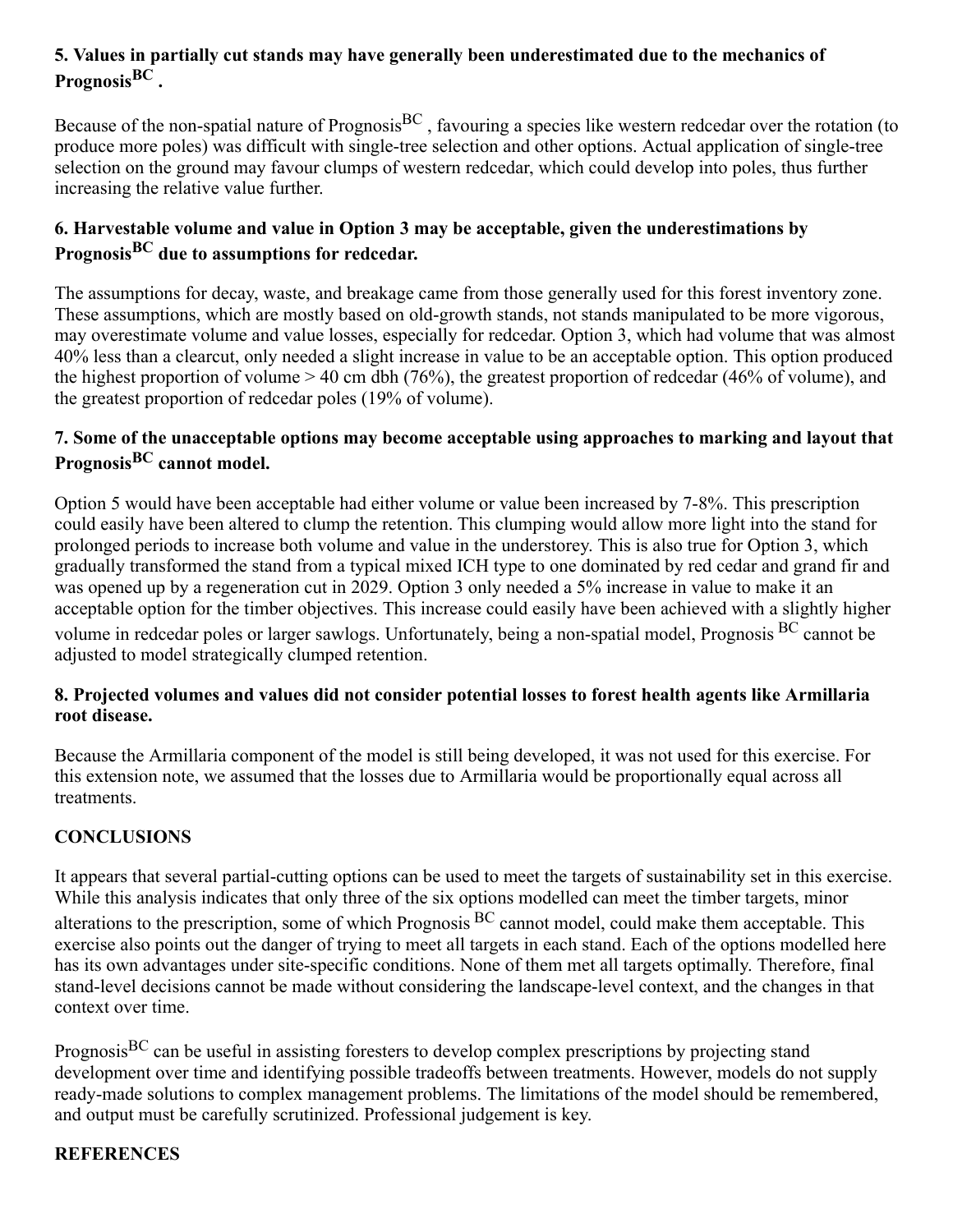### 5. Values in partially cut stands may have generally been underestimated due to the mechanics of Prognosis$^{BC}$ .

Because of the non-spatial nature of Prognosis$^{BC}$ , favouring a species like western redcedar over the rotation (to produce more poles) was difficult with single-tree selection and other options. Actual application of single-tree selection on the ground may favour clumps of western redcedar, which could develop into poles, thus further increasing the relative value further.

### 6. Harvestable volume and value in Option 3 may be acceptable, given the underestimations by Prognosis$^{BC}$ due to assumptions for redcedar.

The assumptions for decay, waste, and breakage came from those generally used for this forest inventory zone. These assumptions, which are mostly based on old-growth stands, not stands manipulated to be more vigorous, may overestimate volume and value losses, especially for redcedar. Option 3, which had volume that was almost 40% less than a clearcut, only needed a slight increase in value to be an acceptable option. This option produced the highest proportion of volume > 40 cm dbh (76%), the greatest proportion of redcedar (46% of volume), and the greatest proportion of redcedar poles (19% of volume).

### 7. Some of the unacceptable options may become acceptable using approaches to marking and layout that Prognosis$^{BC}$ cannot model.

Option 5 would have been acceptable had either volume or value been increased by 7-8%. This prescription could easily have been altered to clump the retention. This clumping would allow more light into the stand for prolonged periods to increase both volume and value in the understorey. This is also true for Option 3, which gradually transformed the stand from a typical mixed ICH type to one dominated by red cedar and grand fir and was opened up by a regeneration cut in 2029. Option 3 only needed a 5% increase in value to make it an acceptable option for the timber objectives. This increase could easily have been achieved with a slightly higher volume in redcedar poles or larger sawlogs. Unfortunately, being a non-spatial model, Prognosis $^{BC}$ cannot be adjusted to model strategically clumped retention.

### 8. Projected volumes and values did not consider potential losses to forest health agents like Armillaria root disease.

Because the Armillaria component of the model is still being developed, it was not used for this exercise. For this extension note, we assumed that the losses due to Armillaria would be proportionally equal across all treatments.

## CONCLUSIONS

It appears that several partial-cutting options can be used to meet the targets of sustainability set in this exercise. While this analysis indicates that only three of the six options modelled can meet the timber targets, minor alterations to the prescription, some of which Prognosis $^{BC}$ cannot model, could make them acceptable. This exercise also points out the danger of trying to meet all targets in each stand. Each of the options modelled here has its own advantages under site-specific conditions. None of them met all targets optimally. Therefore, final stand-level decisions cannot be made without considering the landscape-level context, and the changes in that context over time.

Prognosis$^{BC}$ can be useful in assisting foresters to develop complex prescriptions by projecting stand development over time and identifying possible tradeoffs between treatments. However, models do not supply ready-made solutions to complex management problems. The limitations of the model should be remembered, and output must be carefully scrutinized. Professional judgement is key.

## REFERENCES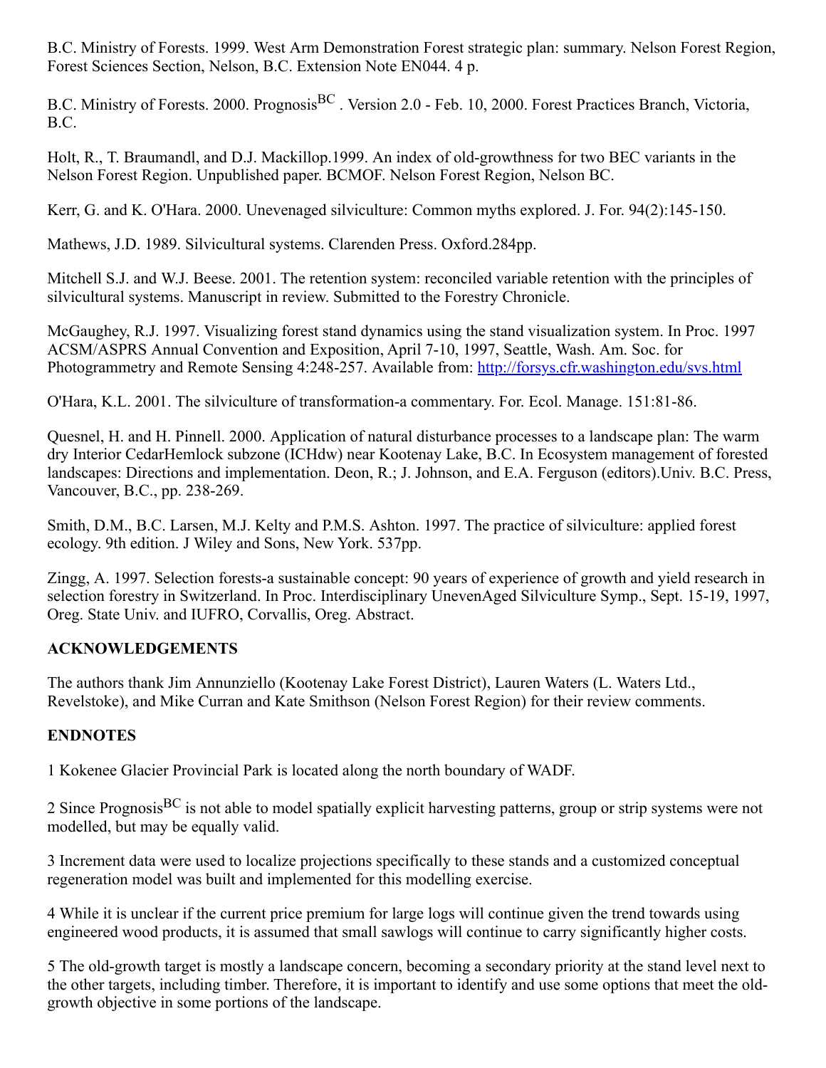B.C. Ministry of Forests. 1999. West Arm Demonstration Forest strategic plan: summary. Nelson Forest Region, Forest Sciences Section, Nelson, B.C. Extension Note EN044. 4 p.

B.C. Ministry of Forests. 2000. Prognosis[BC] . Version 2.0 - Feb. 10, 2000. Forest Practices Branch, Victoria, B.C.

Holt, R., T. Braumandl, and D.J. Mackillop.1999. An index of old-growthness for two BEC variants in the Nelson Forest Region. Unpublished paper. BCMOF. Nelson Forest Region, Nelson BC.

Kerr, G. and K. O'Hara. 2000. Unevenaged silviculture: Common myths explored. J. For. 94(2):145-150.

Mathews, J.D. 1989. Silvicultural systems. Clarenden Press. Oxford.284pp.

Mitchell S.J. and W.J. Beese. 2001. The retention system: reconciled variable retention with the principles of silvicultural systems. Manuscript in review. Submitted to the Forestry Chronicle.

McGaughey, R.J. 1997. Visualizing forest stand dynamics using the stand visualization system. In Proc. 1997 ACSM/ASPRS Annual Convention and Exposition, April 7-10, 1997, Seattle, Wash. Am. Soc. for Photogrammetry and Remote Sensing 4:248-257. Available from: http://forsys.cfr.washington.edu/svs.html

O'Hara, K.L. 2001. The silviculture of transformation-a commentary. For. Ecol. Manage. 151:81-86.

Quesnel, H. and H. Pinnell. 2000. Application of natural disturbance processes to a landscape plan: The warm dry Interior CedarHemlock subzone (ICHdw) near Kootenay Lake, B.C. In Ecosystem management of forested landscapes: Directions and implementation. Deon, R.; J. Johnson, and E.A. Ferguson (editors).Univ. B.C. Press, Vancouver, B.C., pp. 238-269.

Smith, D.M., B.C. Larsen, M.J. Kelty and P.M.S. Ashton. 1997. The practice of silviculture: applied forest ecology. 9th edition. J Wiley and Sons, New York. 537pp.

Zingg, A. 1997. Selection forests-a sustainable concept: 90 years of experience of growth and yield research in selection forestry in Switzerland. In Proc. Interdisciplinary UnevenAged Silviculture Symp., Sept. 15-19, 1997, Oreg. State Univ. and IUFRO, Corvallis, Oreg. Abstract.

## ACKNOWLEDGEMENTS

The authors thank Jim Annunziello (Kootenay Lake Forest District), Lauren Waters (L. Waters Ltd., Revelstoke), and Mike Curran and Kate Smithson (Nelson Forest Region) for their review comments.

## ENDNOTES

1 Kokenee Glacier Provincial Park is located along the north boundary of WADF.

2 Since Prognosis[BC] is not able to model spatially explicit harvesting patterns, group or strip systems were not modelled, but may be equally valid.

3 Increment data were used to localize projections specifically to these stands and a customized conceptual regeneration model was built and implemented for this modelling exercise.

4 While it is unclear if the current price premium for large logs will continue given the trend towards using engineered wood products, it is assumed that small sawlogs will continue to carry significantly higher costs.

5 The old-growth target is mostly a landscape concern, becoming a secondary priority at the stand level next to the other targets, including timber. Therefore, it is important to identify and use some options that meet the old-growth objective in some portions of the landscape.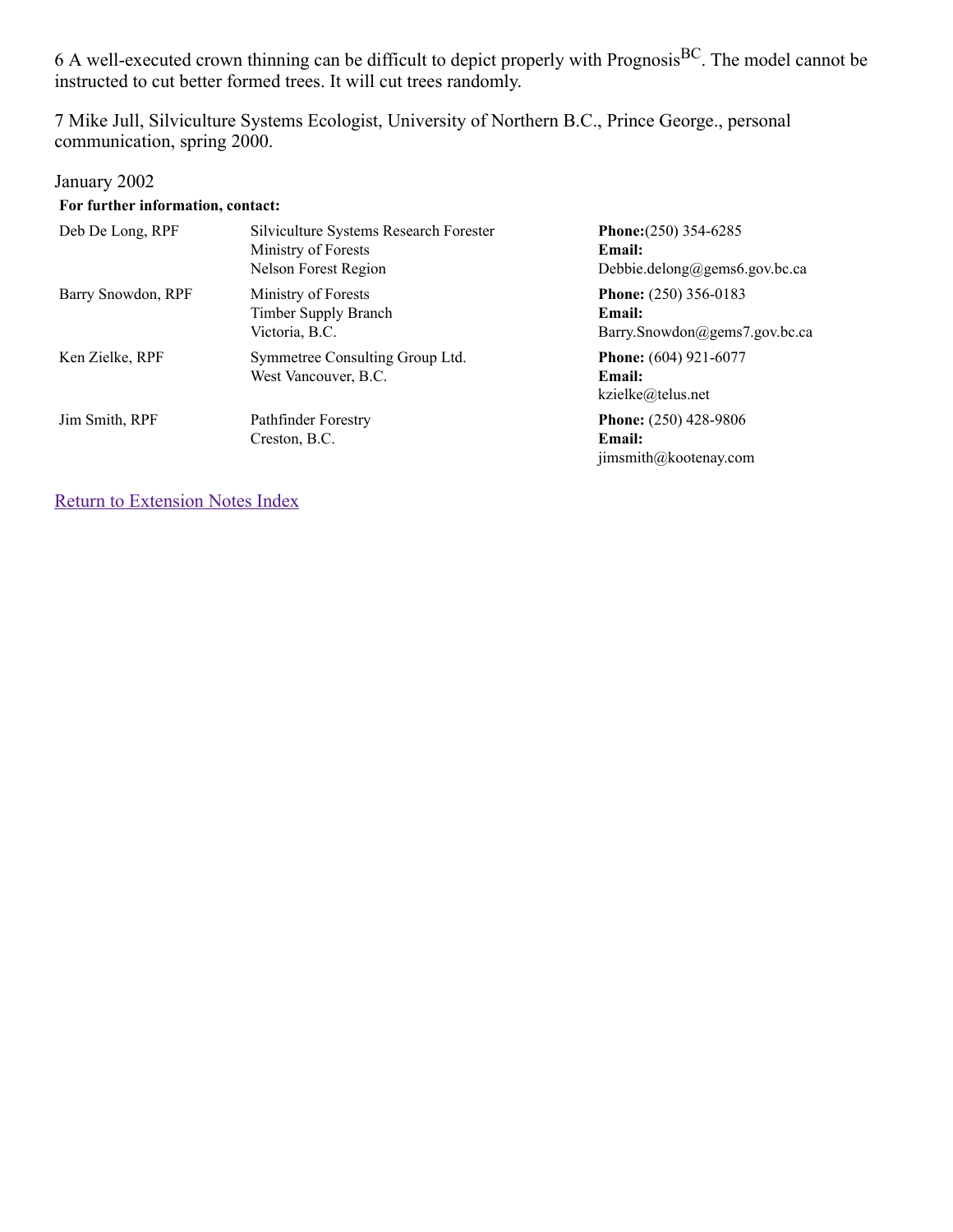6 A well-executed crown thinning can be difficult to depict properly with Prognosis$^{BC}$. The model cannot be instructed to cut better formed trees. It will cut trees randomly.

7 Mike Jull, Silviculture Systems Ecologist, University of Northern B.C., Prince George., personal communication, spring 2000.

January 2002

**For further information, contact:**

| | | |
|---|---|---|
| Deb De Long, RPF | Silviculture Systems Research Forester<br>Ministry of Forests<br>Nelson Forest Region | **Phone:**(250) 354-6285<br>**Email:**<br>Debbie.delong@gems6.gov.bc.ca |
| Barry Snowdon, RPF | Ministry of Forests<br>Timber Supply Branch<br>Victoria, B.C. | **Phone:** (250) 356-0183<br>**Email:**<br>Barry.Snowdon@gems7.gov.bc.ca |
| Ken Zielke, RPF | Symmetree Consulting Group Ltd.<br>West Vancouver, B.C. | **Phone:** (604) 921-6077<br>**Email:**<br>kzielke@telus.net |
| Jim Smith, RPF | Pathfinder Forestry<br>Creston, B.C. | **Phone:** (250) 428-9806<br>**Email:**<br>jimsmith@kootenay.com |

Return to Extension Notes Index